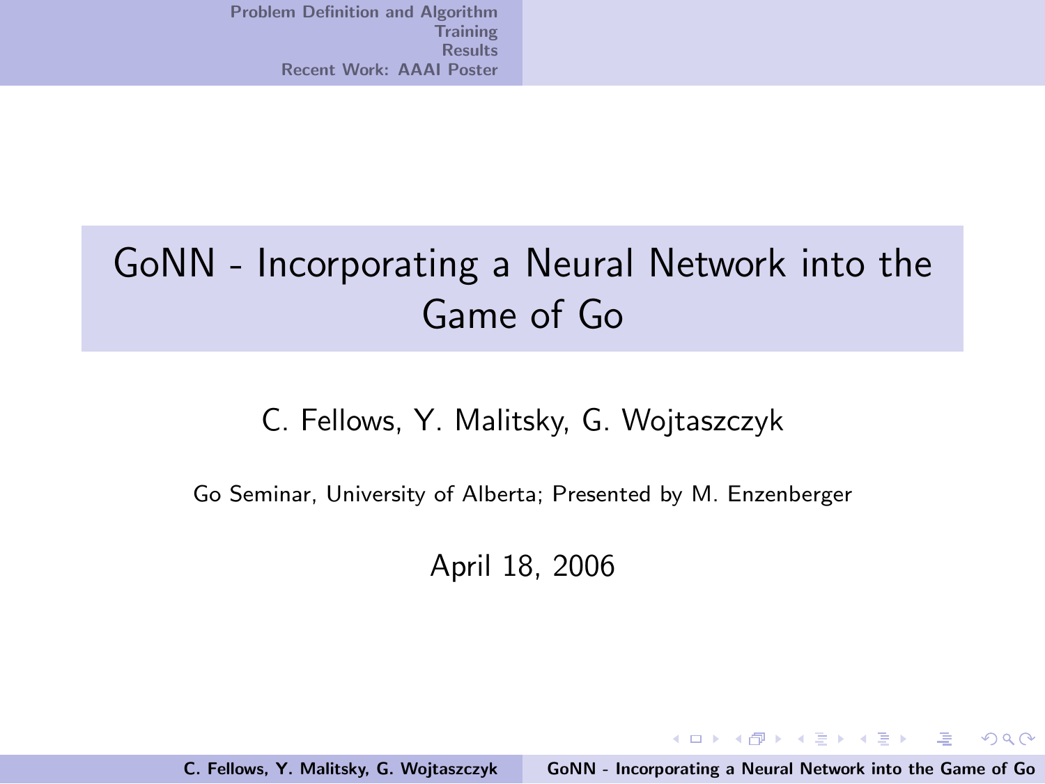# GoNN - Incorporating a Neural Network into the Game of Go

C. Fellows, Y. Malitsky, G. Wojtaszczyk

Go Seminar, University of Alberta; Presented by M. Enzenberger

April 18, 2006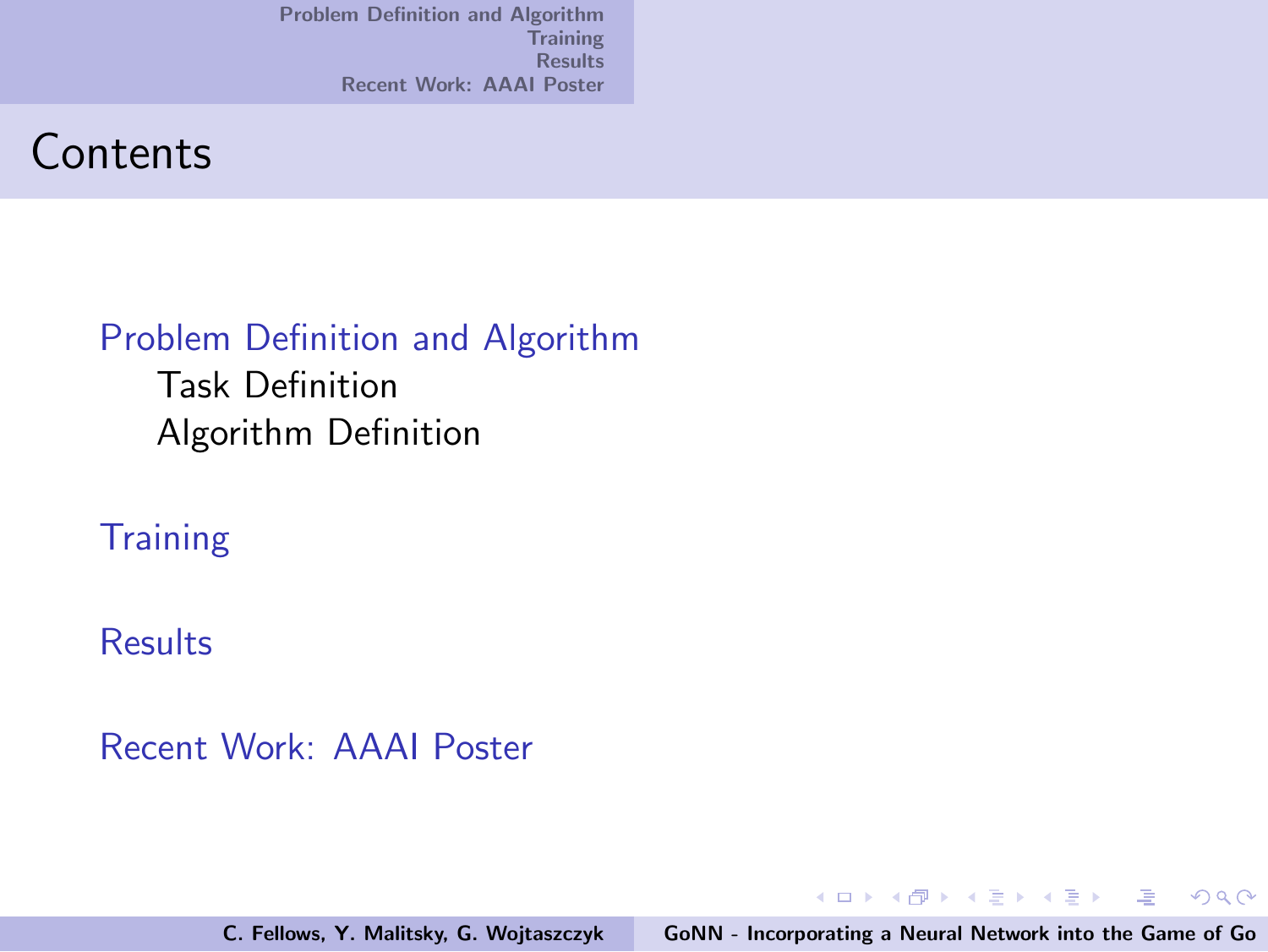# Contents

- Problem Definition and Algorithm
  - Task Definition
  - Algorithm Definition
- Training
- Results
- Recent Work: AAAI Poster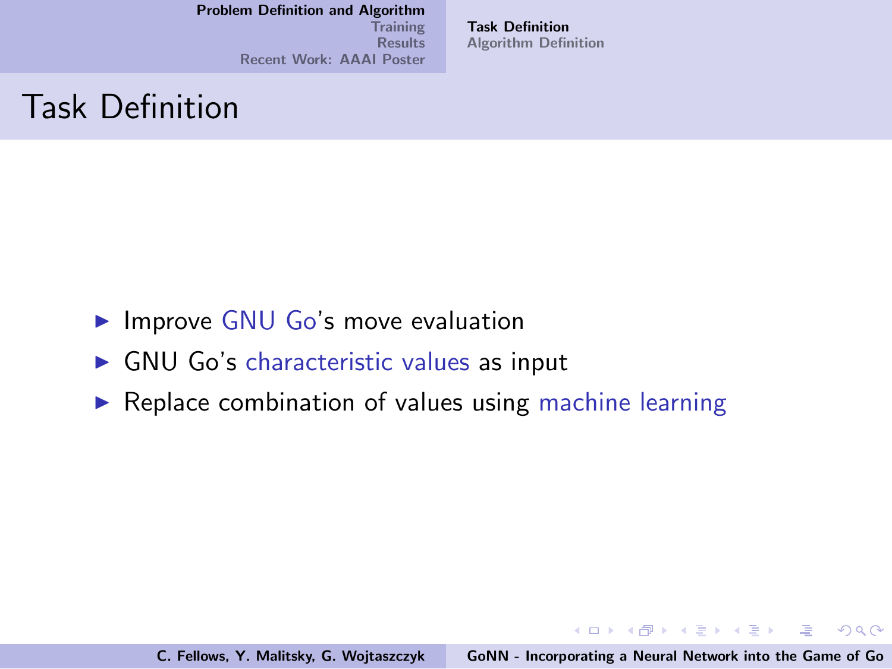# Task Definition

- Improve GNU Go's move evaluation
- GNU Go's characteristic values as input
- Replace combination of values using machine learning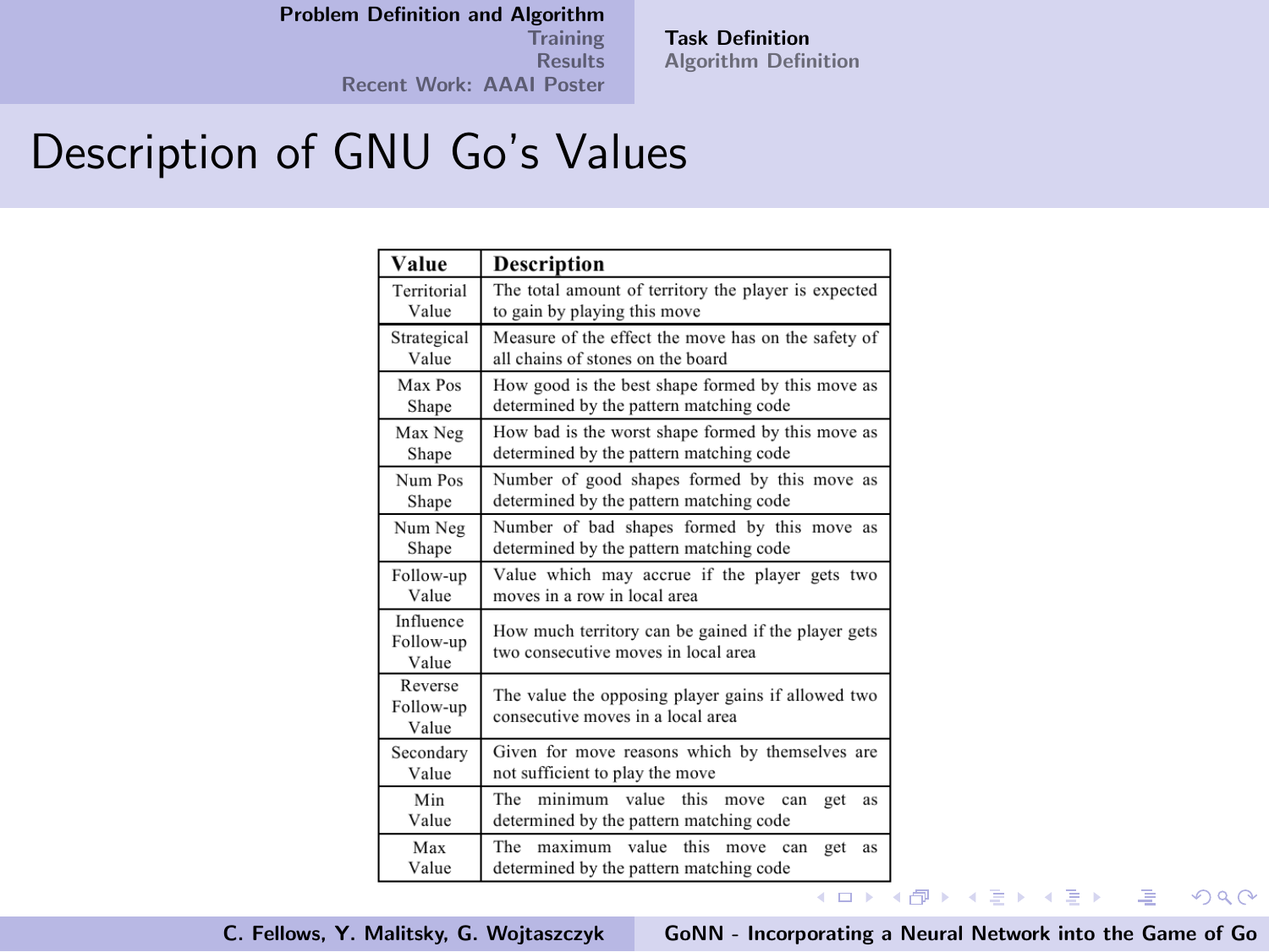# Description of GNU Go's Values

| Value | Description |
|---|---|
| Territorial Value | The total amount of territory the player is expected to gain by playing this move |
| Strategical Value | Measure of the effect the move has on the safety of all chains of stones on the board |
| Max Pos Shape | How good is the best shape formed by this move as determined by the pattern matching code |
| Max Neg Shape | How bad is the worst shape formed by this move as determined by the pattern matching code |
| Num Pos Shape | Number of good shapes formed by this move as determined by the pattern matching code |
| Num Neg Shape | Number of bad shapes formed by this move as determined by the pattern matching code |
| Follow-up Value | Value which may accrue if the player gets two moves in a row in local area |
| Influence Follow-up Value | How much territory can be gained if the player gets two consecutive moves in local area |
| Reverse Follow-up Value | The value the opposing player gains if allowed two consecutive moves in a local area |
| Secondary Value | Given for move reasons which by themselves are not sufficient to play the move |
| Min Value | The minimum value this move can get as determined by the pattern matching code |
| Max Value | The maximum value this move can get as determined by the pattern matching code |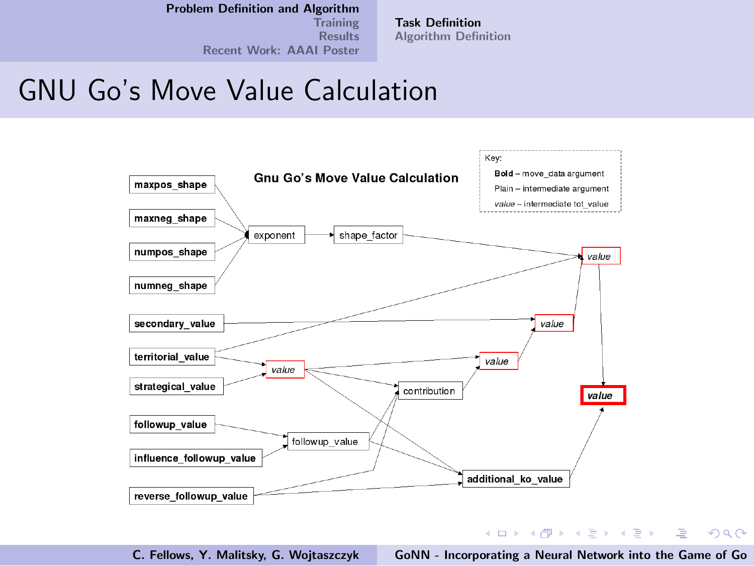# GNU Go's Move Value Calculation

**Gnu Go's Move Value Calculation**

Key:
- **Bold** – move_data argument
- Plain – intermediate argument
- *value* – intermediate tot_value

**maxpos_shape**

**maxneg_shape**

**numpos_shape**

**numneg_shape**

exponent

shape_factor

**secondary_value**

**territorial_value**

**strategical_value**

**followup_value**

**influence_followup_value**

**reverse_followup_value**

*value*

contribution

followup_value

**additional_ko_value**

*value*

*value*

*value*

***value***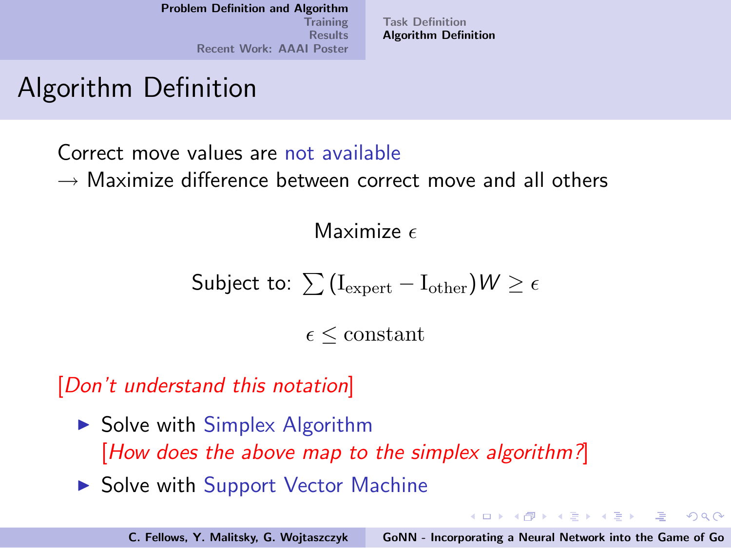# Algorithm Definition

Correct move values are not available
→ Maximize difference between correct move and all others

$$\text{Maximize } \epsilon$$

$$\text{Subject to: } \sum (\mathrm{I}_{\text{expert}} - \mathrm{I}_{\text{other}}) W \geq \epsilon$$

$$\epsilon \leq \text{constant}$$

[*Don't understand this notation*]

- Solve with Simplex Algorithm
  [*How does the above map to the simplex algorithm?*]
- Solve with Support Vector Machine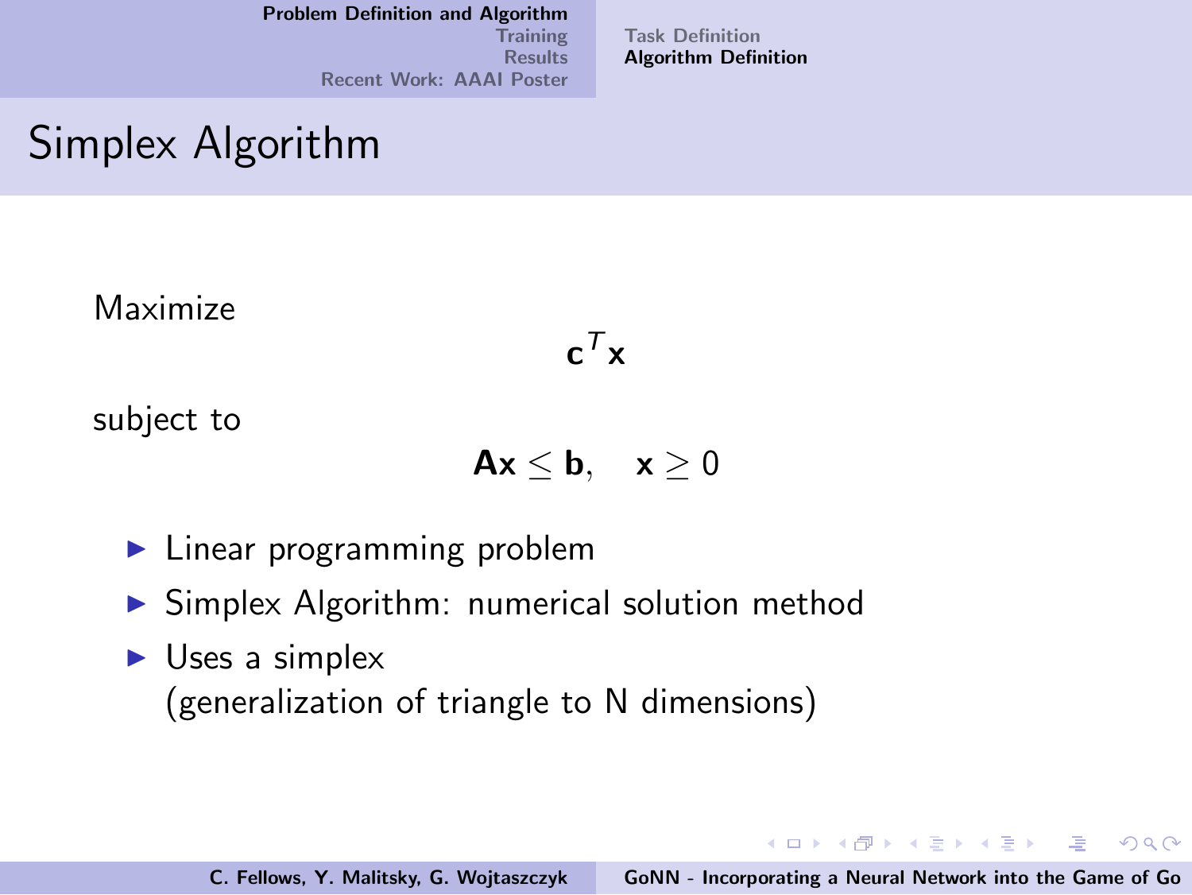# Simplex Algorithm

Maximize

$$\mathbf{c}^T\mathbf{x}$$

subject to

$$\mathbf{A}\mathbf{x} \leq \mathbf{b}, \quad \mathbf{x} \geq 0$$

- Linear programming problem
- Simplex Algorithm: numerical solution method
- Uses a simplex
  (generalization of triangle to N dimensions)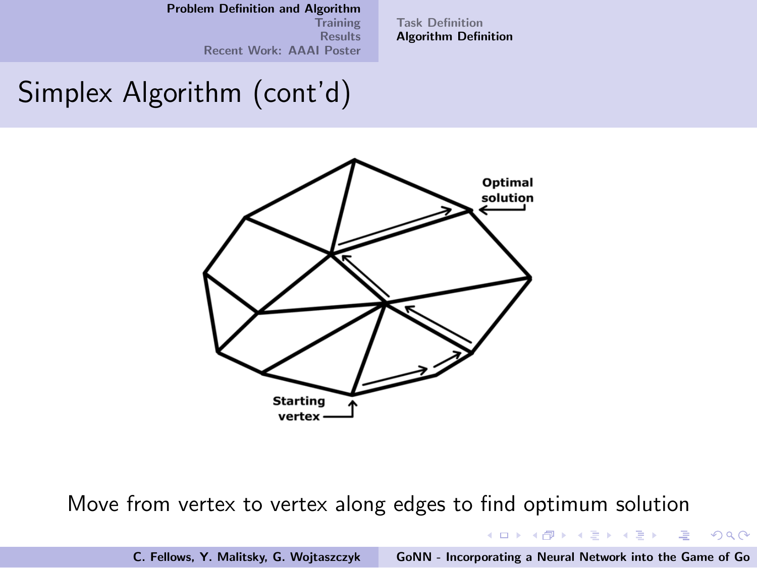# Simplex Algorithm (cont'd)

Optimal solution

Starting vertex

Move from vertex to vertex along edges to find optimum solution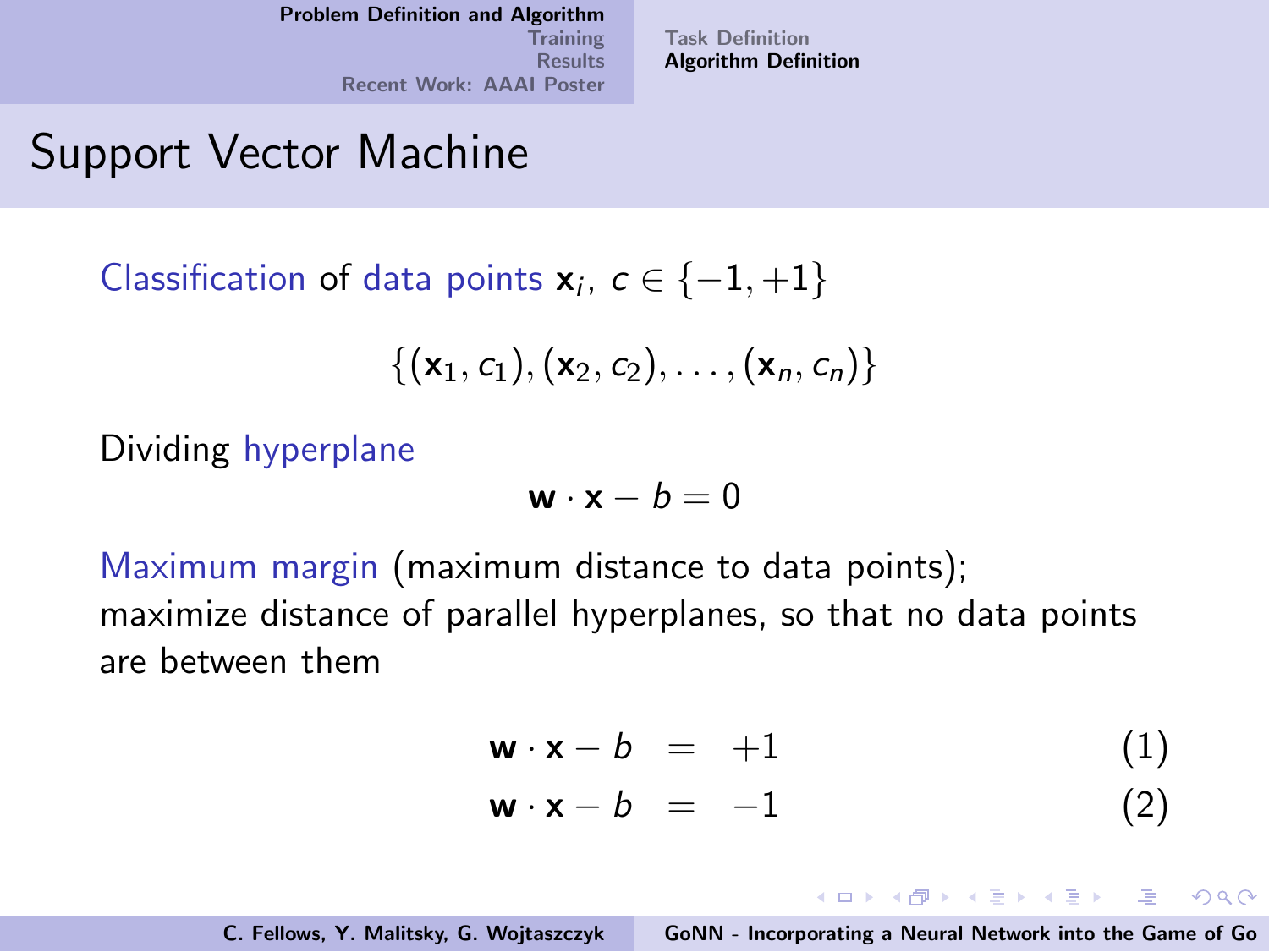# Support Vector Machine

Classification of data points $\mathbf{x}_i$, $c \in \{-1, +1\}$

$$\{(\mathbf{x}_1, c_1), (\mathbf{x}_2, c_2), \ldots, (\mathbf{x}_n, c_n)\}$$

Dividing hyperplane

$$\mathbf{w} \cdot \mathbf{x} - b = 0$$

Maximum margin (maximum distance to data points);
maximize distance of parallel hyperplanes, so that no data points are between them

$$\mathbf{w} \cdot \mathbf{x} - b = +1 \quad (1)$$

$$\mathbf{w} \cdot \mathbf{x} - b = -1 \quad (2)$$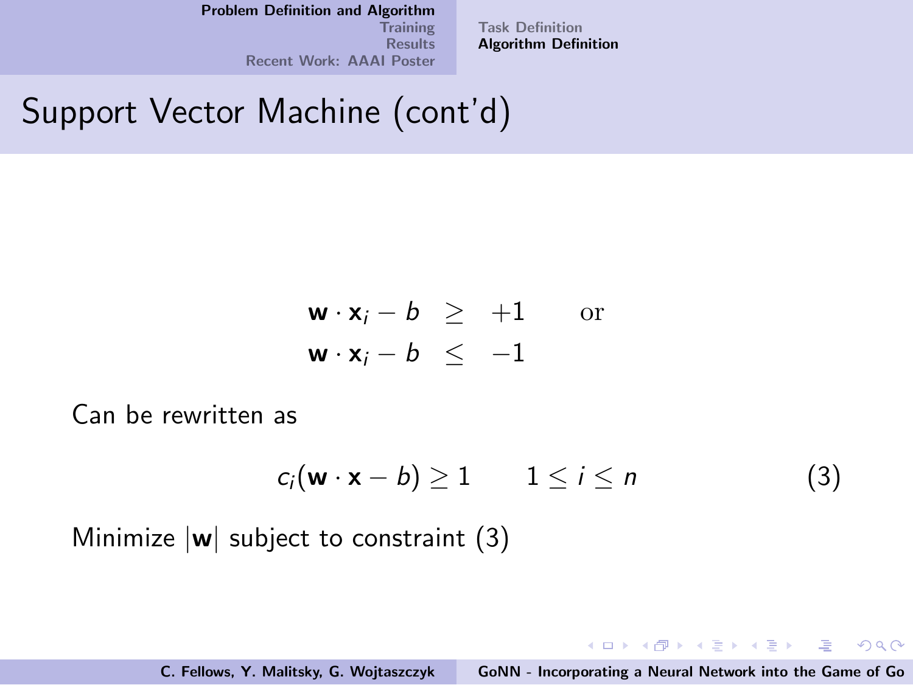# Support Vector Machine (cont'd)

$$
\begin{aligned}
\mathbf{w} \cdot \mathbf{x}_i - b &\geq +1 \qquad \text{or} \\
\mathbf{w} \cdot \mathbf{x}_i - b &\leq -1
\end{aligned}
$$

Can be rewritten as

$$
c_i(\mathbf{w} \cdot \mathbf{x} - b) \geq 1 \qquad 1 \leq i \leq n \tag{3}
$$

Minimize $|\mathbf{w}|$ subject to constraint (3)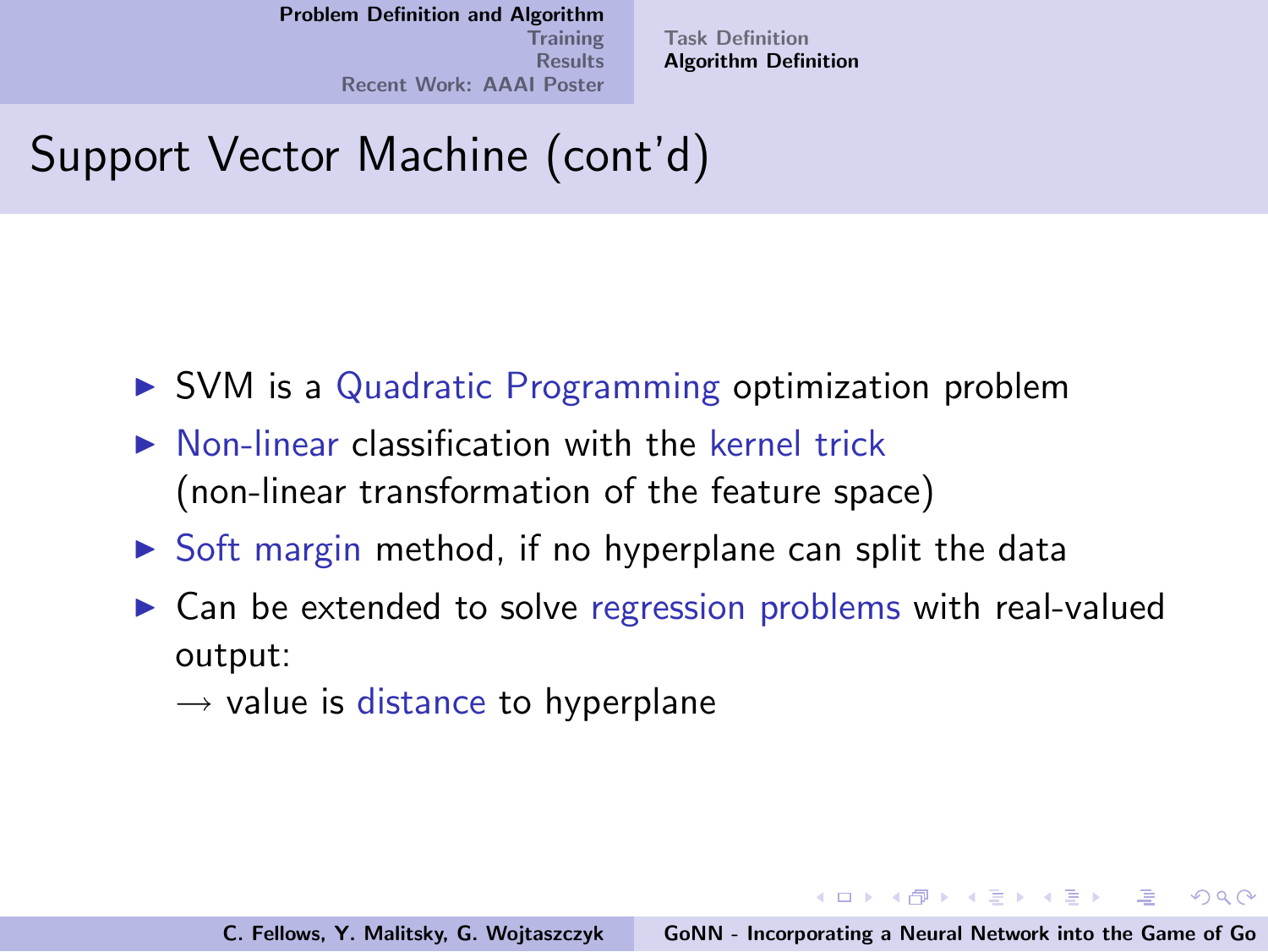# Support Vector Machine (cont'd)

- SVM is a Quadratic Programming optimization problem
- Non-linear classification with the kernel trick (non-linear transformation of the feature space)
- Soft margin method, if no hyperplane can split the data
- Can be extended to solve regression problems with real-valued output:
  $\rightarrow$ value is distance to hyperplane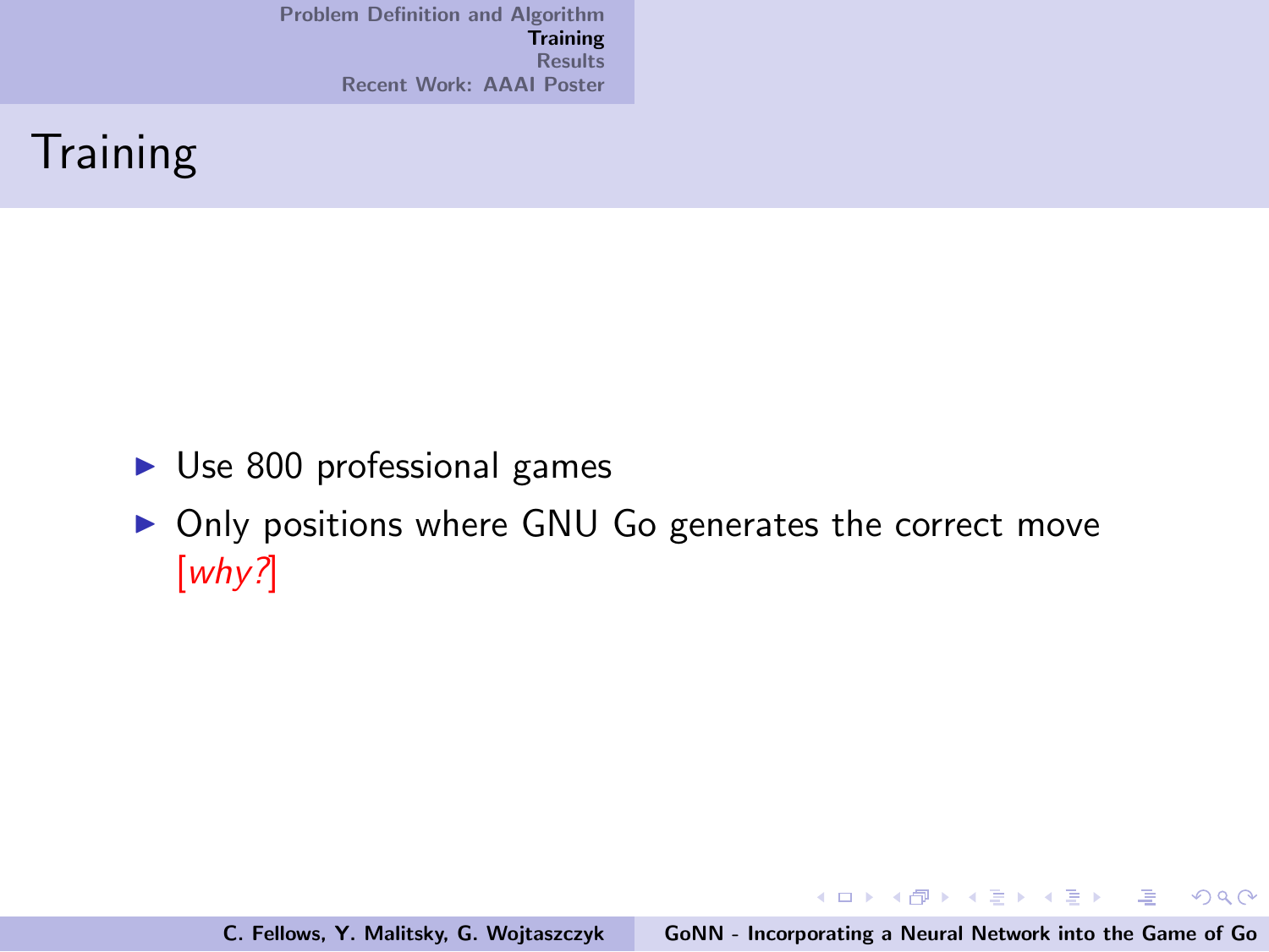# Training

- Use 800 professional games
- Only positions where GNU Go generates the correct move [*why?*]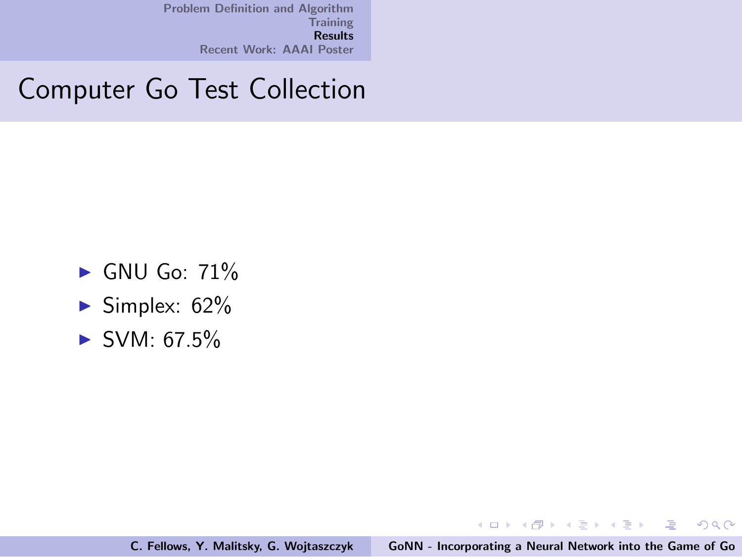# Computer Go Test Collection

- GNU Go: 71%
- Simplex: 62%
- SVM: 67.5%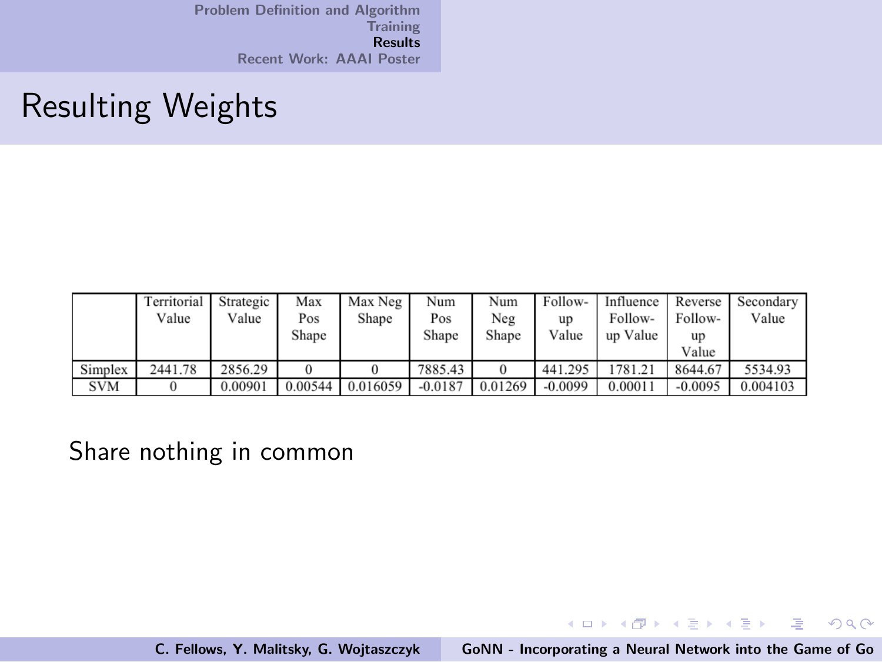# Resulting Weights

| | Territorial Value | Strategic Value | Max Pos Shape | Max Neg Shape | Num Pos Shape | Num Neg Shape | Follow-up Value | Influence Follow-up Value | Reverse Follow-up Value | Secondary Value |
|---|---|---|---|---|---|---|---|---|---|---|
| Simplex | 2441.78 | 2856.29 | 0 | 0 | 7885.43 | 0 | 441.295 | 1781.21 | 8644.67 | 5534.93 |
| SVM | 0 | 0.00901 | 0.00544 | 0.016059 | -0.0187 | 0.01269 | -0.0099 | 0.00011 | -0.0095 | 0.004103 |

Share nothing in common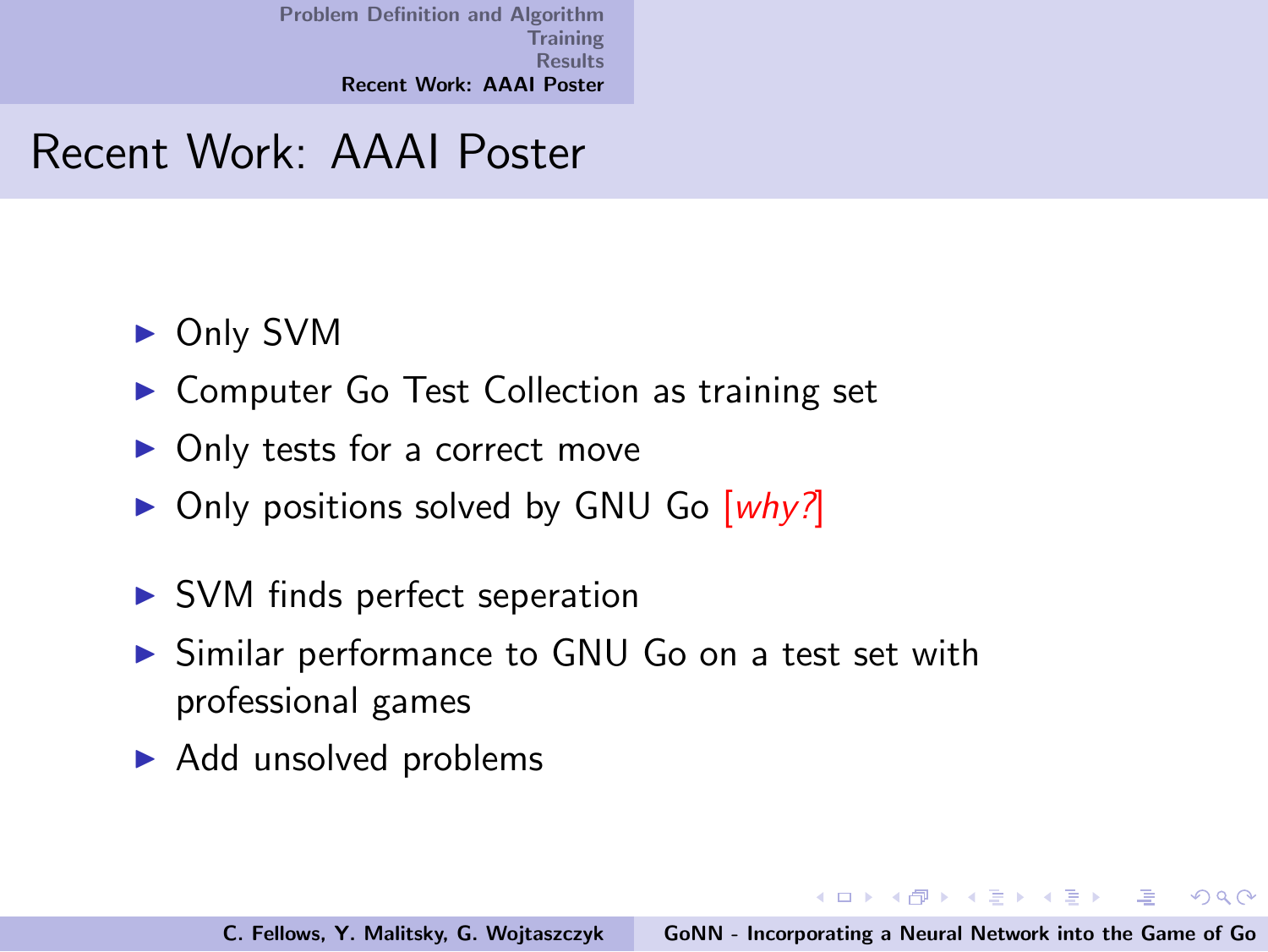# Recent Work: AAAI Poster

- Only SVM
- Computer Go Test Collection as training set
- Only tests for a correct move
- Only positions solved by GNU Go [*why?*]

- SVM finds perfect seperation
- Similar performance to GNU Go on a test set with professional games
- Add unsolved problems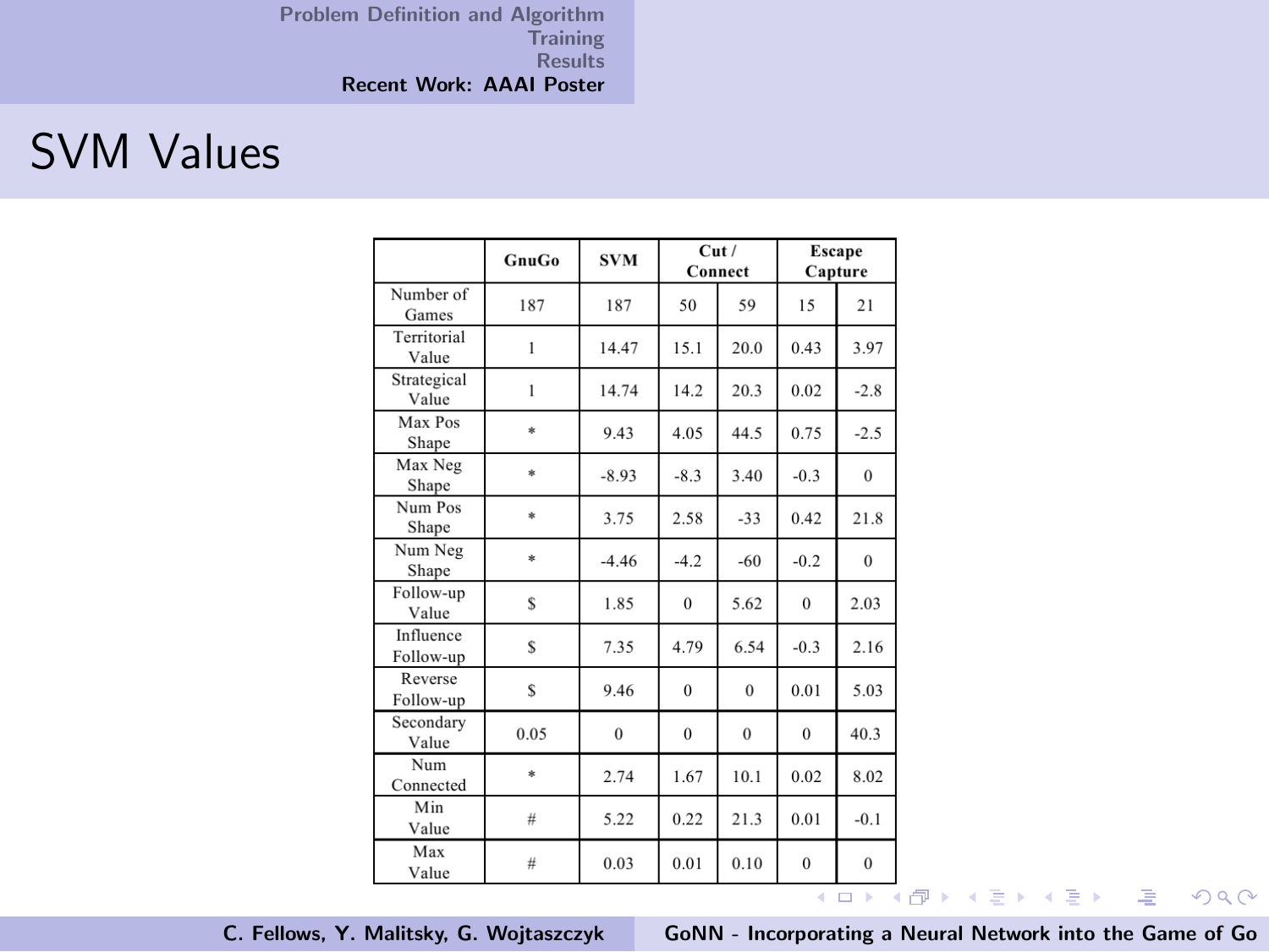# SVM Values

| | GnuGo | SVM | Cut / Connect | | Escape Capture | |
|---|---|---|---|---|---|---|
| Number of Games | 187 | 187 | 50 | 59 | 15 | 21 |
| Territorial Value | 1 | 14.47 | 15.1 | 20.0 | 0.43 | 3.97 |
| Strategical Value | 1 | 14.74 | 14.2 | 20.3 | 0.02 | -2.8 |
| Max Pos Shape | * | 9.43 | 4.05 | 44.5 | 0.75 | -2.5 |
| Max Neg Shape | * | -8.93 | -8.3 | 3.40 | -0.3 | 0 |
| Num Pos Shape | * | 3.75 | 2.58 | -33 | 0.42 | 21.8 |
| Num Neg Shape | * | -4.46 | -4.2 | -60 | -0.2 | 0 |
| Follow-up Value | $ | 1.85 | 0 | 5.62 | 0 | 2.03 |
| Influence Follow-up | $ | 7.35 | 4.79 | 6.54 | -0.3 | 2.16 |
| Reverse Follow-up | $ | 9.46 | 0 | 0 | 0.01 | 5.03 |
| Secondary Value | 0.05 | 0 | 0 | 0 | 0 | 40.3 |
| Num Connected | * | 2.74 | 1.67 | 10.1 | 0.02 | 8.02 |
| Min Value | # | 5.22 | 0.22 | 21.3 | 0.01 | -0.1 |
| Max Value | # | 0.03 | 0.01 | 0.10 | 0 | 0 |